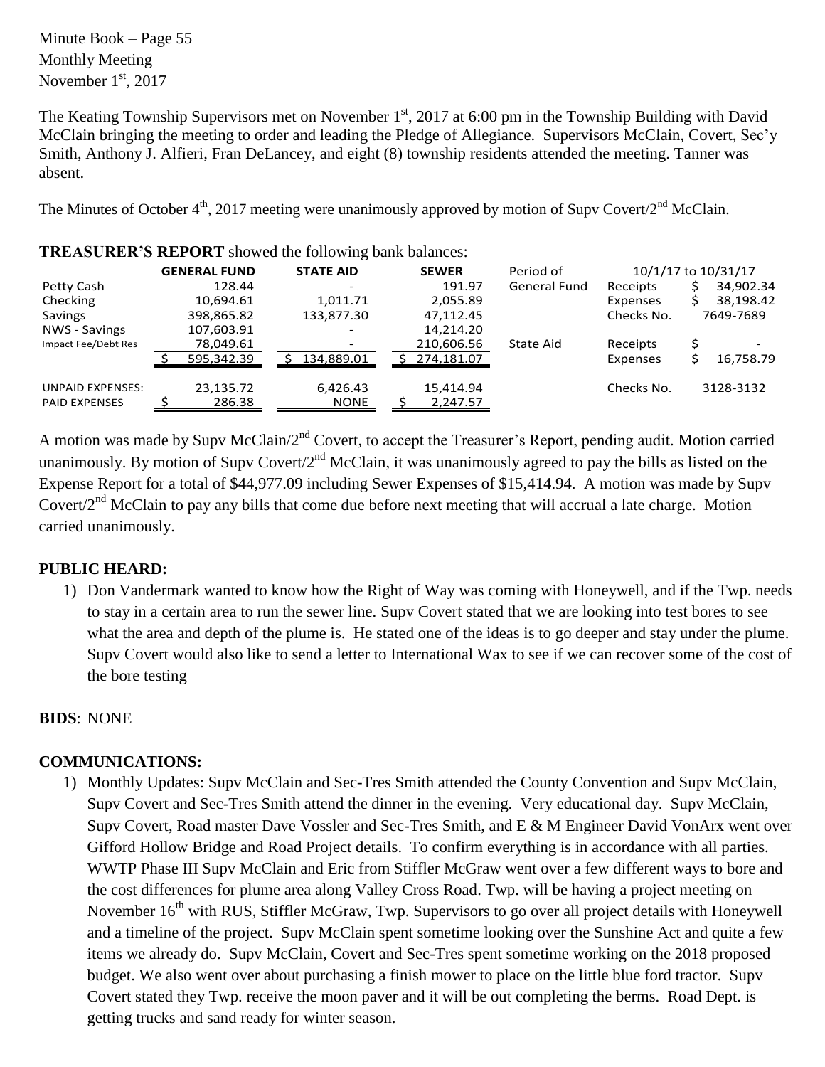Minute Book – Page 55
Monthly Meeting
November 1st, 2017

The Keating Township Supervisors met on November 1st, 2017 at 6:00 pm in the Township Building with David McClain bringing the meeting to order and leading the Pledge of Allegiance. Supervisors McClain, Covert, Sec'y Smith, Anthony J. Alfieri, Fran DeLancey, and eight (8) township residents attended the meeting. Tanner was absent.

The Minutes of October 4th, 2017 meeting were unanimously approved by motion of Supv Covert/2nd McClain.

**TREASURER'S REPORT** showed the following bank balances:

| | GENERAL FUND | STATE AID | SEWER | Period of | | 10/1/17 to 10/31/17 |
|---|---|---|---|---|---|---|
| Petty Cash | 128.44 | - | 191.97 | General Fund | Receipts | $ 34,902.34 |
| Checking | 10,694.61 | 1,011.71 | 2,055.89 | | Expenses | $ 38,198.42 |
| Savings | 398,865.82 | 133,877.30 | 47,112.45 | | Checks No. | 7649-7689 |
| NWS - Savings | 107,603.91 | - | 14,214.20 | | | |
| Impact Fee/Debt Res | 78,049.61 | - | 210,606.56 | State Aid | Receipts | $ - |
| | $ 595,342.39 | $ 134,889.01 | $ 274,181.07 | | Expenses | $ 16,758.79 |
| UNPAID EXPENSES: | 23,135.72 | 6,426.43 | 15,414.94 | | Checks No. | 3128-3132 |
| PAID EXPENSES | $ 286.38 | NONE | $ 2,247.57 | | | |

A motion was made by Supv McClain/2nd Covert, to accept the Treasurer's Report, pending audit. Motion carried unanimously. By motion of Supv Covert/2nd McClain, it was unanimously agreed to pay the bills as listed on the Expense Report for a total of $44,977.09 including Sewer Expenses of $15,414.94. A motion was made by Supv Covert/2nd McClain to pay any bills that come due before next meeting that will accrual a late charge. Motion carried unanimously.

**PUBLIC HEARD:**

1) Don Vandermark wanted to know how the Right of Way was coming with Honeywell, and if the Twp. needs to stay in a certain area to run the sewer line. Supv Covert stated that we are looking into test bores to see what the area and depth of the plume is. He stated one of the ideas is to go deeper and stay under the plume. Supv Covert would also like to send a letter to International Wax to see if we can recover some of the cost of the bore testing

**BIDS**: NONE

**COMMUNICATIONS:**

1) Monthly Updates: Supv McClain and Sec-Tres Smith attended the County Convention and Supv McClain, Supv Covert and Sec-Tres Smith attend the dinner in the evening. Very educational day. Supv McClain, Supv Covert, Road master Dave Vossler and Sec-Tres Smith, and E & M Engineer David VonArx went over Gifford Hollow Bridge and Road Project details. To confirm everything is in accordance with all parties. WWTP Phase III Supv McClain and Eric from Stiffler McGraw went over a few different ways to bore and the cost differences for plume area along Valley Cross Road. Twp. will be having a project meeting on November 16th with RUS, Stiffler McGraw, Twp. Supervisors to go over all project details with Honeywell and a timeline of the project. Supv McClain spent sometime looking over the Sunshine Act and quite a few items we already do. Supv McClain, Covert and Sec-Tres spent sometime working on the 2018 proposed budget. We also went over about purchasing a finish mower to place on the little blue ford tractor. Supv Covert stated they Twp. receive the moon paver and it will be out completing the berms. Road Dept. is getting trucks and sand ready for winter season.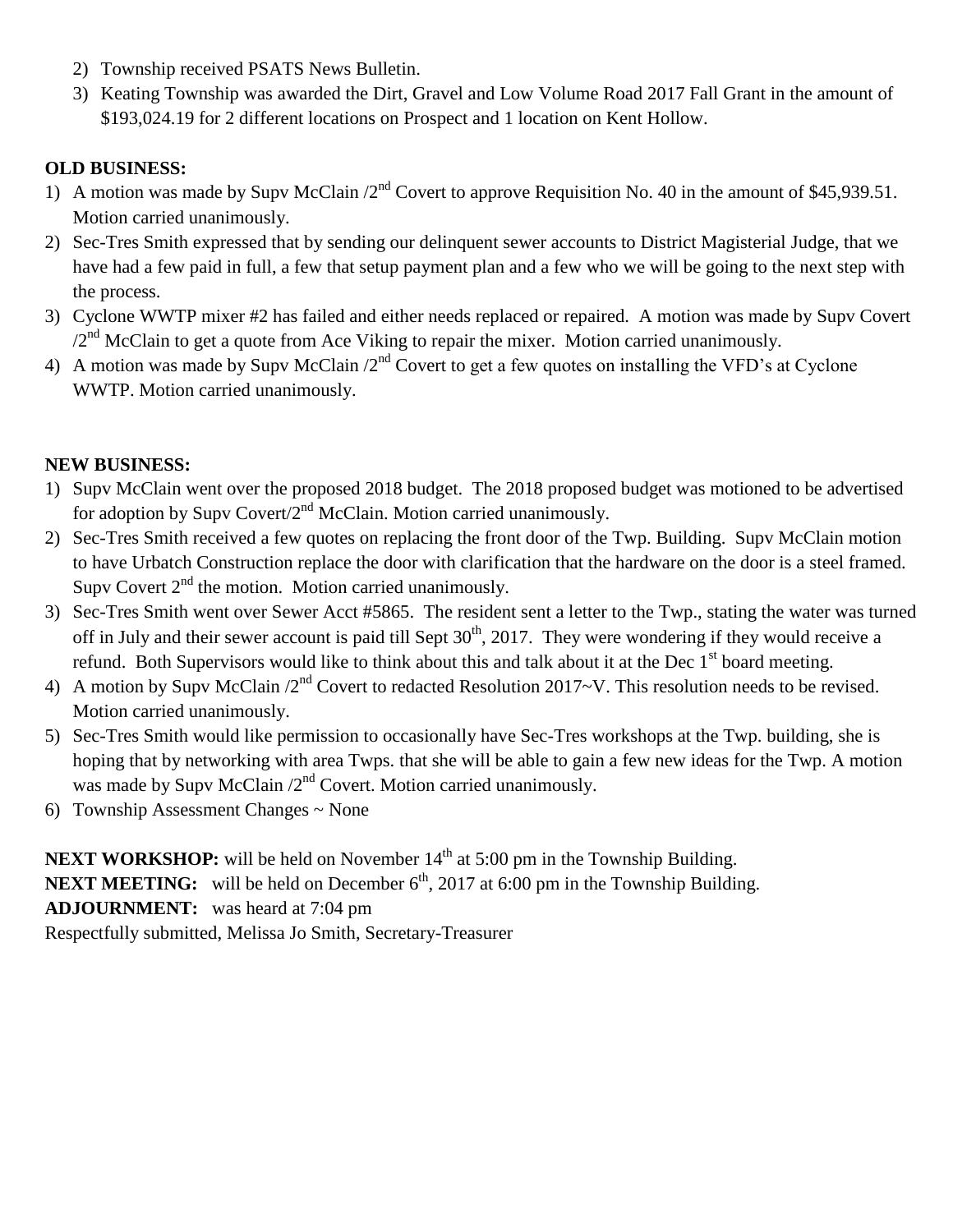2) Township received PSATS News Bulletin.
3) Keating Township was awarded the Dirt, Gravel and Low Volume Road 2017 Fall Grant in the amount of $193,024.19 for 2 different locations on Prospect and 1 location on Kent Hollow.

**OLD BUSINESS:**

1) A motion was made by Supv McClain /2nd Covert to approve Requisition No. 40 in the amount of $45,939.51. Motion carried unanimously.
2) Sec-Tres Smith expressed that by sending our delinquent sewer accounts to District Magisterial Judge, that we have had a few paid in full, a few that setup payment plan and a few who we will be going to the next step with the process.
3) Cyclone WWTP mixer #2 has failed and either needs replaced or repaired. A motion was made by Supv Covert /2nd McClain to get a quote from Ace Viking to repair the mixer. Motion carried unanimously.
4) A motion was made by Supv McClain /2nd Covert to get a few quotes on installing the VFD's at Cyclone WWTP. Motion carried unanimously.

**NEW BUSINESS:**

1) Supv McClain went over the proposed 2018 budget. The 2018 proposed budget was motioned to be advertised for adoption by Supv Covert/2nd McClain. Motion carried unanimously.
2) Sec-Tres Smith received a few quotes on replacing the front door of the Twp. Building. Supv McClain motion to have Urbatch Construction replace the door with clarification that the hardware on the door is a steel framed. Supv Covert 2nd the motion. Motion carried unanimously.
3) Sec-Tres Smith went over Sewer Acct #5865. The resident sent a letter to the Twp., stating the water was turned off in July and their sewer account is paid till Sept 30th, 2017. They were wondering if they would receive a refund. Both Supervisors would like to think about this and talk about it at the Dec 1st board meeting.
4) A motion by Supv McClain /2nd Covert to redacted Resolution 2017~V. This resolution needs to be revised. Motion carried unanimously.
5) Sec-Tres Smith would like permission to occasionally have Sec-Tres workshops at the Twp. building, she is hoping that by networking with area Twps. that she will be able to gain a few new ideas for the Twp. A motion was made by Supv McClain /2nd Covert. Motion carried unanimously.
6) Township Assessment Changes ~ None

**NEXT WORKSHOP:** will be held on November 14th at 5:00 pm in the Township Building.
**NEXT MEETING:** will be held on December 6th, 2017 at 6:00 pm in the Township Building.
**ADJOURNMENT:** was heard at 7:04 pm
Respectfully submitted, Melissa Jo Smith, Secretary-Treasurer